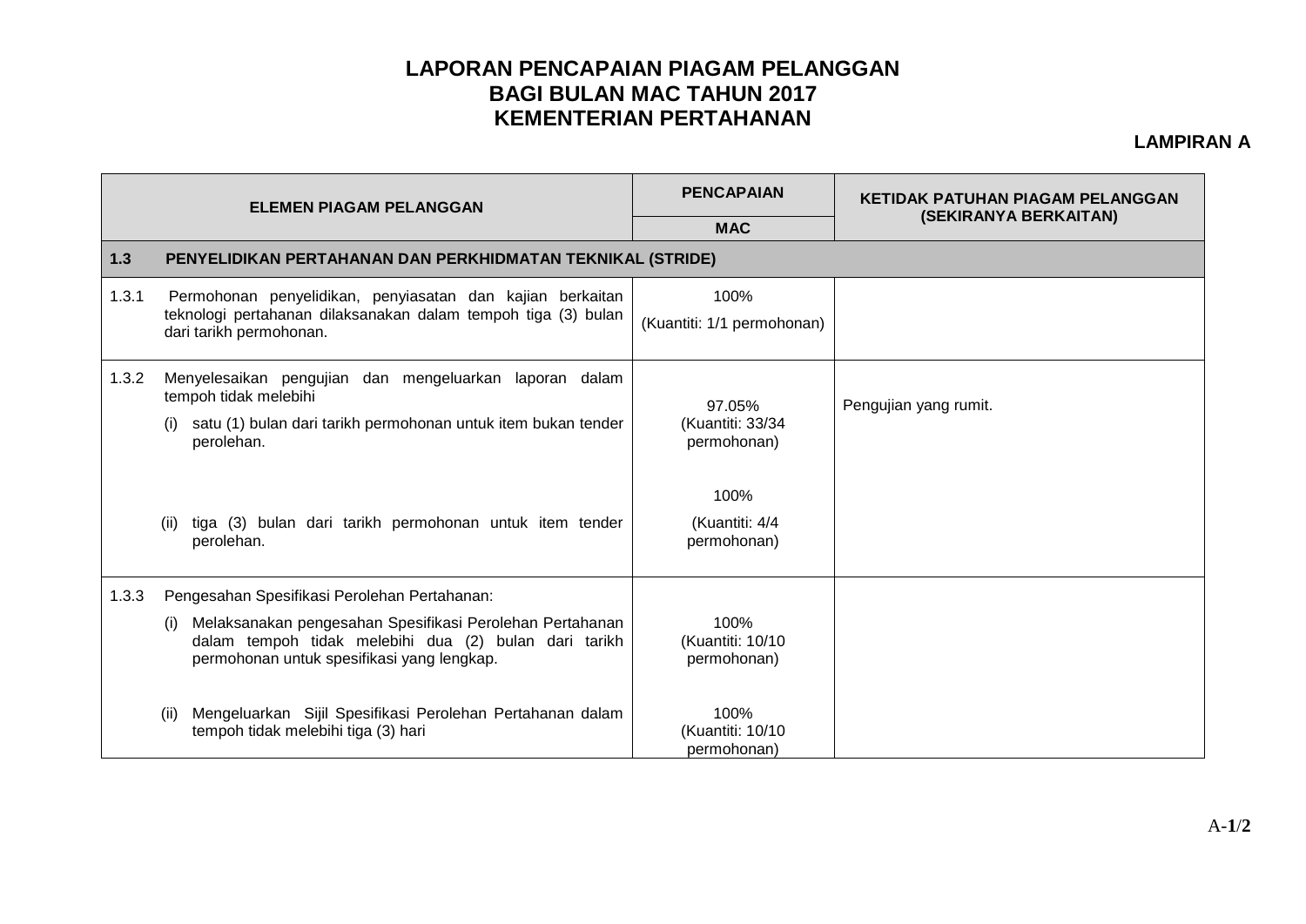# LAPORAN PENCAPAIAN PIAGAM PELANGGAN
# BAGI BULAN MAC TAHUN 2017
# KEMENTERIAN PERTAHANAN

**LAMPIRAN A**

| ELEMEN PIAGAM PELANGGAN | | PENCAPAIAN | KETIDAK PATUHAN PIAGAM PELANGGAN (SEKIRANYA BERKAITAN) |
|---|---|---|---|
| | | MAC | |
| **1.3** | **PENYELIDIKAN PERTAHANAN DAN PERKHIDMATAN TEKNIKAL (STRIDE)** | | |
| 1.3.1 | Permohonan penyelidikan, penyiasatan dan kajian berkaitan teknologi pertahanan dilaksanakan dalam tempoh tiga (3) bulan dari tarikh permohonan. | 100% (Kuantiti: 1/1 permohonan) | |
| 1.3.2 | Menyelesaikan pengujian dan mengeluarkan laporan dalam tempoh tidak melebihi | | |
| | (i) satu (1) bulan dari tarikh permohonan untuk item bukan tender perolehan. | 97.05% (Kuantiti: 33/34 permohonan) | Pengujian yang rumit. |
| | (ii) tiga (3) bulan dari tarikh permohonan untuk item tender perolehan. | 100% (Kuantiti: 4/4 permohonan) | |
| 1.3.3 | Pengesahan Spesifikasi Perolehan Pertahanan: | | |
| | (i) Melaksanakan pengesahan Spesifikasi Perolehan Pertahanan dalam tempoh tidak melebihi dua (2) bulan dari tarikh permohonan untuk spesifikasi yang lengkap. | 100% (Kuantiti: 10/10 permohonan) | |
| | (ii) Mengeluarkan Sijil Spesifikasi Perolehan Pertahanan dalam tempoh tidak melebihi tiga (3) hari | 100% (Kuantiti: 10/10 permohonan) | |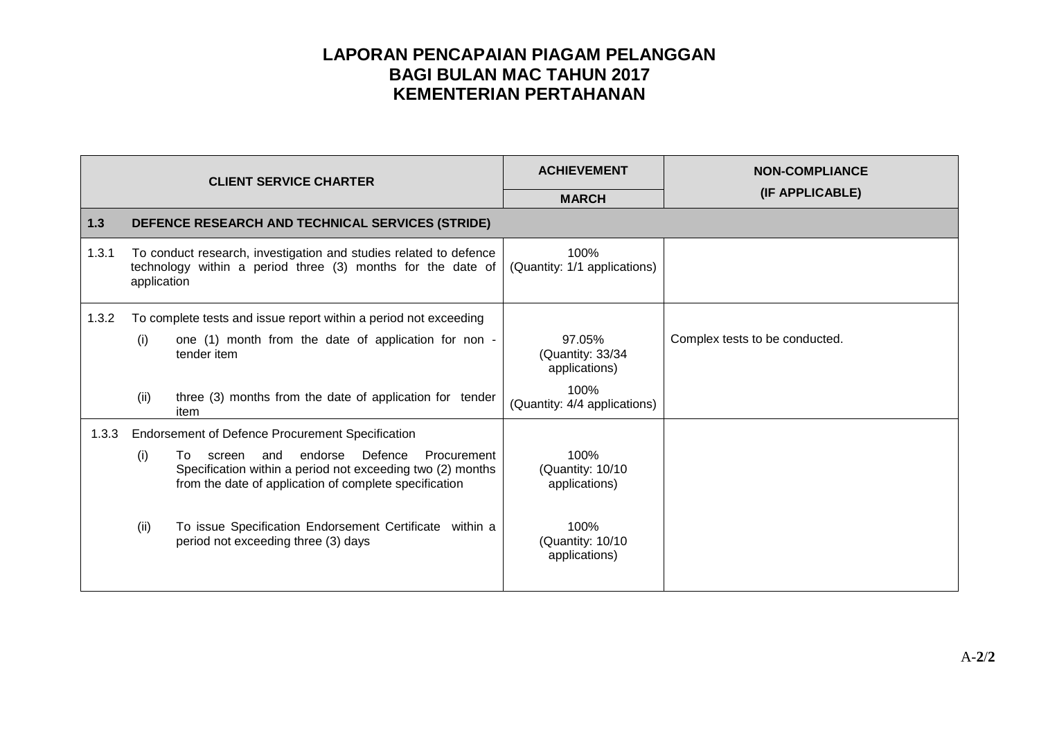# LAPORAN PENCAPAIAN PIAGAM PELANGGAN
# BAGI BULAN MAC TAHUN 2017
# KEMENTERIAN PERTAHANAN

| CLIENT SERVICE CHARTER | | | ACHIEVEMENT | NON-COMPLIANCE (IF APPLICABLE) |
|---|---|---|---|---|
| | | | MARCH | |
| **1.3** | **DEFENCE RESEARCH AND TECHNICAL SERVICES (STRIDE)** | | | |
| 1.3.1 | To conduct research, investigation and studies related to defence technology within a period three (3) months for the date of application | | 100% (Quantity: 1/1 applications) | |
| 1.3.2 | To complete tests and issue report within a period not exceeding | | | |
| | (i) | one (1) month from the date of application for non - tender item | 97.05% (Quantity: 33/34 applications) | Complex tests to be conducted. |
| | (ii) | three (3) months from the date of application for tender item | 100% (Quantity: 4/4 applications) | |
| 1.3.3 | Endorsement of Defence Procurement Specification | | | |
| | (i) | To screen and endorse Defence Procurement Specification within a period not exceeding two (2) months from the date of application of complete specification | 100% (Quantity: 10/10 applications) | |
| | (ii) | To issue Specification Endorsement Certificate within a period not exceeding three (3) days | 100% (Quantity: 10/10 applications) | |

A-2/2